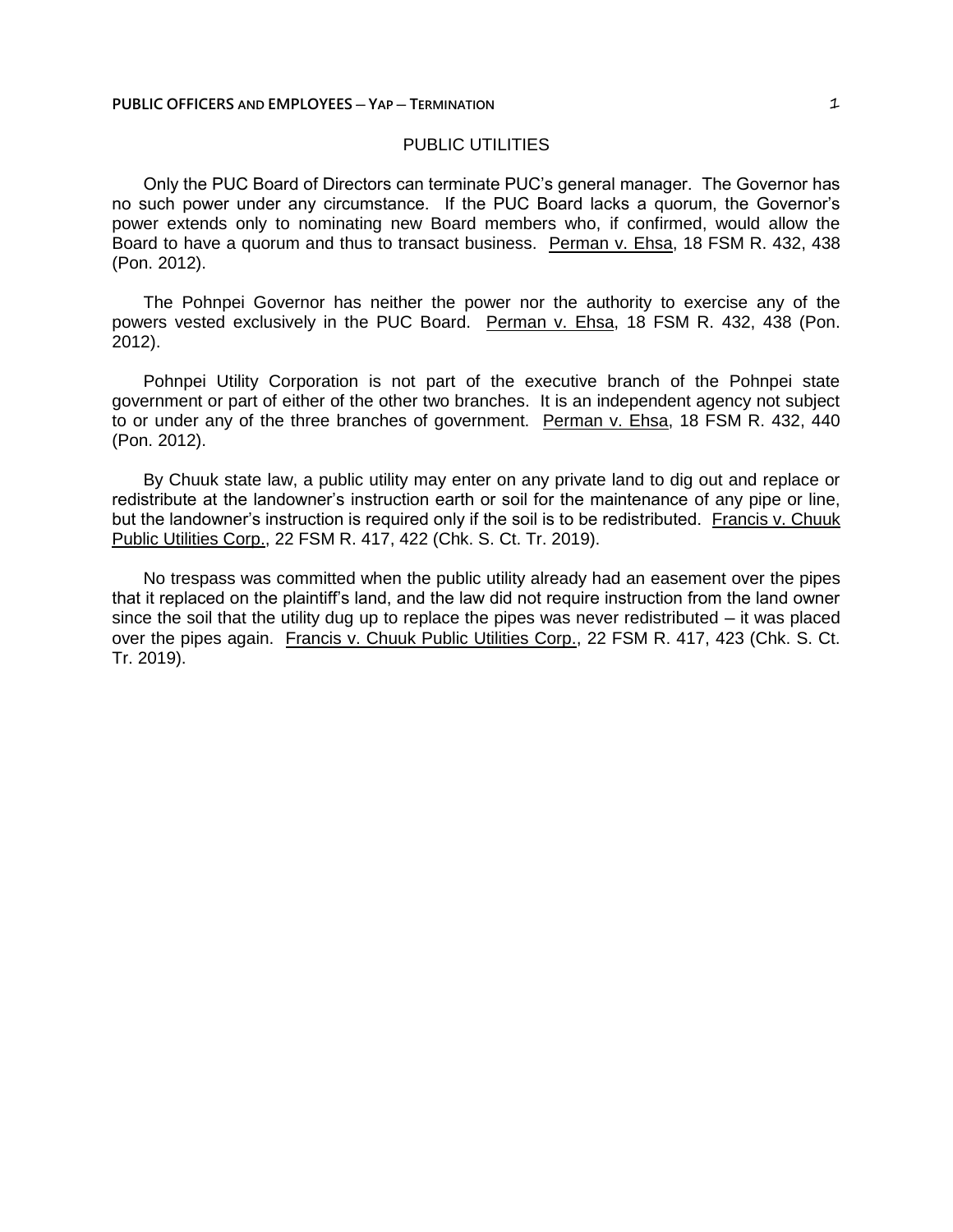## PUBLIC UTILITIES

Only the PUC Board of Directors can terminate PUC's general manager. The Governor has no such power under any circumstance. If the PUC Board lacks a quorum, the Governor's power extends only to nominating new Board members who, if confirmed, would allow the Board to have a quorum and thus to transact business. Perman v. Ehsa, 18 FSM R. 432, 438 (Pon. 2012).

The Pohnpei Governor has neither the power nor the authority to exercise any of the powers vested exclusively in the PUC Board. Perman v. Ehsa, 18 FSM R. 432, 438 (Pon. 2012).

Pohnpei Utility Corporation is not part of the executive branch of the Pohnpei state government or part of either of the other two branches. It is an independent agency not subject to or under any of the three branches of government. Perman v. Ehsa, 18 FSM R. 432, 440 (Pon. 2012).

By Chuuk state law, a public utility may enter on any private land to dig out and replace or redistribute at the landowner's instruction earth or soil for the maintenance of any pipe or line, but the landowner's instruction is required only if the soil is to be redistributed. Francis v. Chuuk Public Utilities Corp., 22 FSM R. 417, 422 (Chk. S. Ct. Tr. 2019).

No trespass was committed when the public utility already had an easement over the pipes that it replaced on the plaintiff's land, and the law did not require instruction from the land owner since the soil that the utility dug up to replace the pipes was never redistributed – it was placed over the pipes again. Francis v. Chuuk Public Utilities Corp., 22 FSM R. 417, 423 (Chk. S. Ct. Tr. 2019).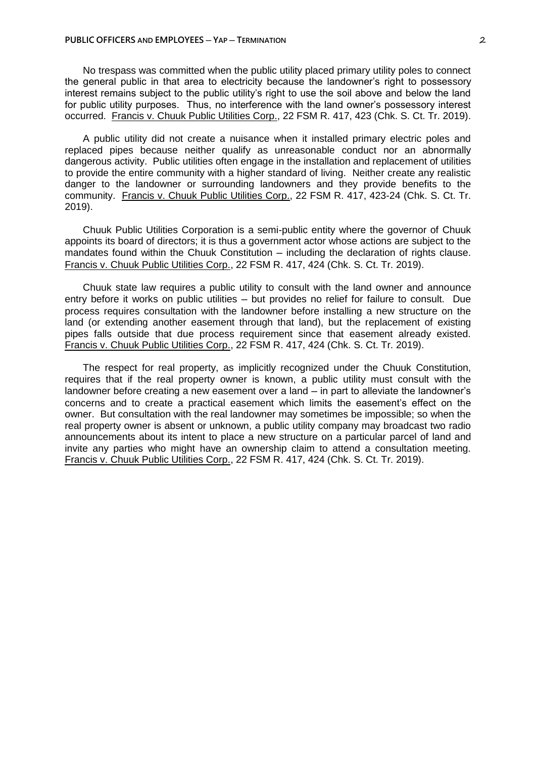No trespass was committed when the public utility placed primary utility poles to connect the general public in that area to electricity because the landowner's right to possessory interest remains subject to the public utility's right to use the soil above and below the land for public utility purposes. Thus, no interference with the land owner's possessory interest occurred. Francis v. Chuuk Public Utilities Corp., 22 FSM R. 417, 423 (Chk. S. Ct. Tr. 2019).

A public utility did not create a nuisance when it installed primary electric poles and replaced pipes because neither qualify as unreasonable conduct nor an abnormally dangerous activity. Public utilities often engage in the installation and replacement of utilities to provide the entire community with a higher standard of living. Neither create any realistic danger to the landowner or surrounding landowners and they provide benefits to the community. Francis v. Chuuk Public Utilities Corp., 22 FSM R. 417, 423-24 (Chk. S. Ct. Tr. 2019).

Chuuk Public Utilities Corporation is a semi-public entity where the governor of Chuuk appoints its board of directors; it is thus a government actor whose actions are subject to the mandates found within the Chuuk Constitution – including the declaration of rights clause. Francis v. Chuuk Public Utilities Corp., 22 FSM R. 417, 424 (Chk. S. Ct. Tr. 2019).

Chuuk state law requires a public utility to consult with the land owner and announce entry before it works on public utilities – but provides no relief for failure to consult. Due process requires consultation with the landowner before installing a new structure on the land (or extending another easement through that land), but the replacement of existing pipes falls outside that due process requirement since that easement already existed. Francis v. Chuuk Public Utilities Corp., 22 FSM R. 417, 424 (Chk. S. Ct. Tr. 2019).

The respect for real property, as implicitly recognized under the Chuuk Constitution, requires that if the real property owner is known, a public utility must consult with the landowner before creating a new easement over a land – in part to alleviate the landowner's concerns and to create a practical easement which limits the easement's effect on the owner. But consultation with the real landowner may sometimes be impossible; so when the real property owner is absent or unknown, a public utility company may broadcast two radio announcements about its intent to place a new structure on a particular parcel of land and invite any parties who might have an ownership claim to attend a consultation meeting. Francis v. Chuuk Public Utilities Corp., 22 FSM R. 417, 424 (Chk. S. Ct. Tr. 2019).